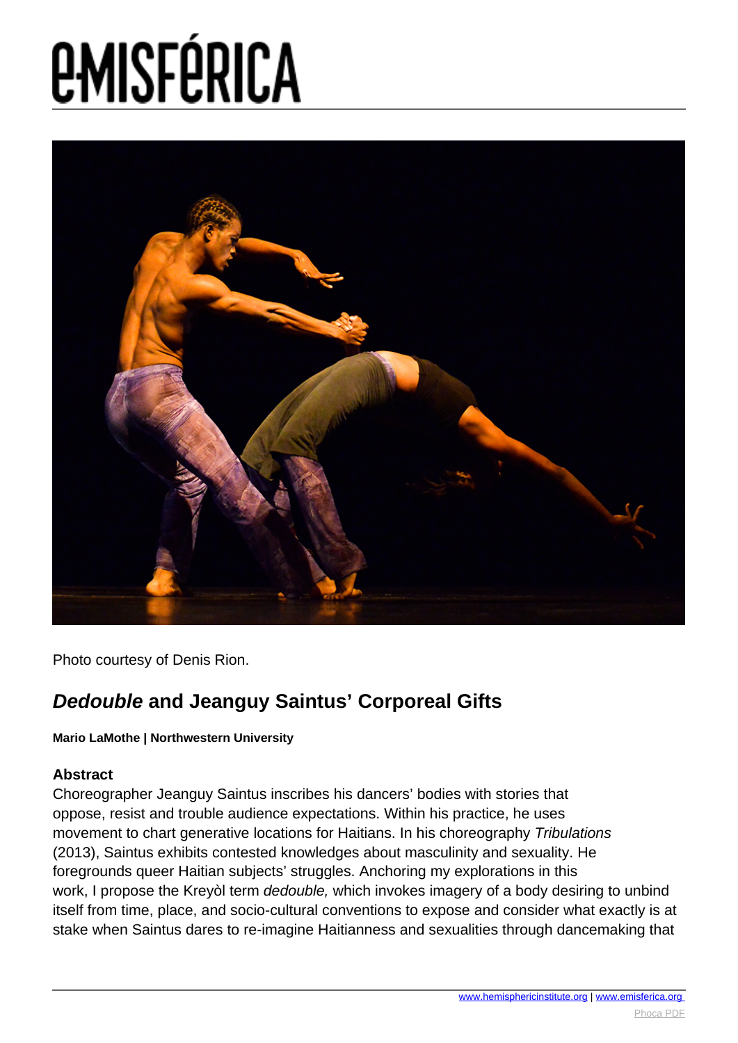# e-misférica

Photo courtesy of Denis Rion.

## *Dedouble* and Jeanguy Saintus' Corporeal Gifts

**Mario LaMothe | Northwestern University**

### Abstract

Choreographer Jeanguy Saintus inscribes his dancers' bodies with stories that oppose, resist and trouble audience expectations. Within his practice, he uses movement to chart generative locations for Haitians. In his choreography *Tribulations* (2013), Saintus exhibits contested knowledges about masculinity and sexuality. He foregrounds queer Haitian subjects' struggles. Anchoring my explorations in this work, I propose the Kreyòl term *dedouble,* which invokes imagery of a body desiring to unbind itself from time, place, and socio-cultural conventions to expose and consider what exactly is at stake when Saintus dares to re-imagine Haitianness and sexualities through dancemaking that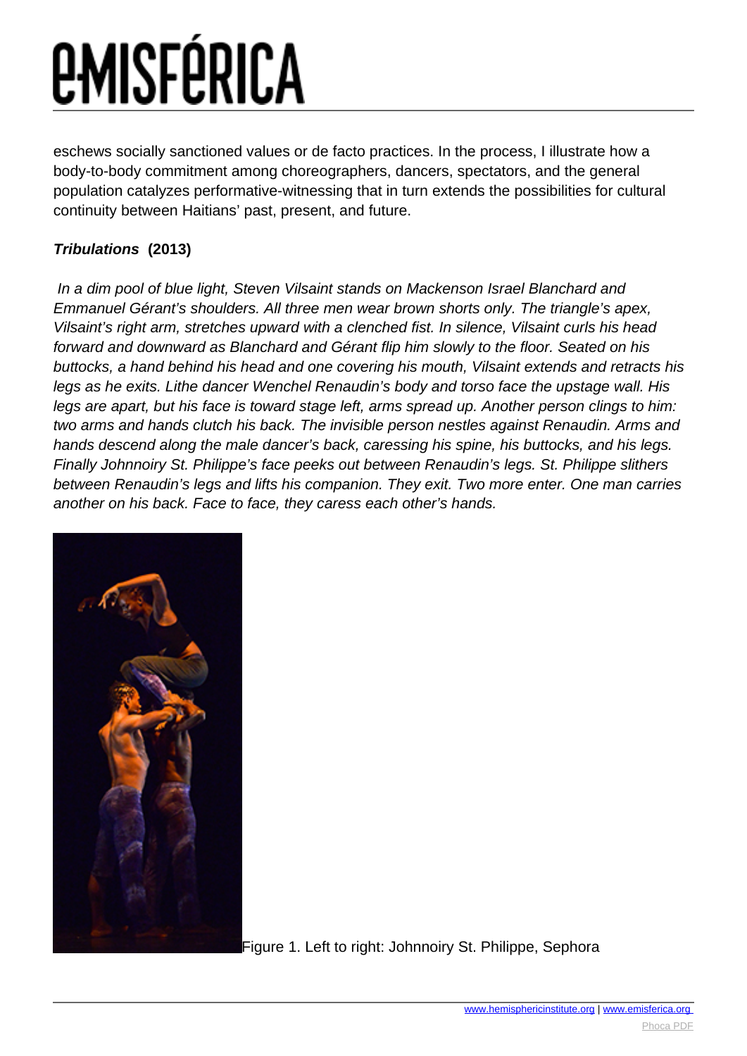eschews socially sanctioned values or de facto practices. In the process, I illustrate how a body-to-body commitment among choreographers, dancers, spectators, and the general population catalyzes performative-witnessing that in turn extends the possibilities for cultural continuity between Haitians' past, present, and future.

### ***Tribulations*** **(2013)**

*In a dim pool of blue light, Steven Vilsaint stands on Mackenson Israel Blanchard and Emmanuel Gérant's shoulders. All three men wear brown shorts only. The triangle's apex, Vilsaint's right arm, stretches upward with a clenched fist. In silence, Vilsaint curls his head forward and downward as Blanchard and Gérant flip him slowly to the floor. Seated on his buttocks, a hand behind his head and one covering his mouth, Vilsaint extends and retracts his legs as he exits. Lithe dancer Wenchel Renaudin's body and torso face the upstage wall. His legs are apart, but his face is toward stage left, arms spread up. Another person clings to him: two arms and hands clutch his back. The invisible person nestles against Renaudin. Arms and hands descend along the male dancer's back, caressing his spine, his buttocks, and his legs. Finally Johnnoiry St. Philippe's face peeks out between Renaudin's legs. St. Philippe slithers between Renaudin's legs and lifts his companion. They exit. Two more enter. One man carries another on his back. Face to face, they caress each other's hands.*

Figure 1. Left to right: Johnnoiry St. Philippe, Sephora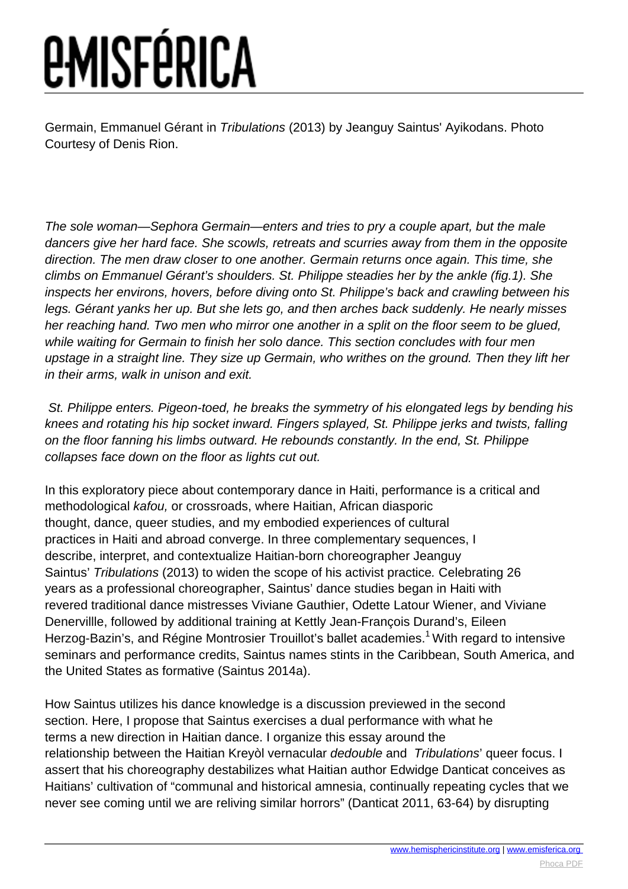Germain, Emmanuel Gérant in *Tribulations* (2013) by Jeanguy Saintus' Ayikodans. Photo Courtesy of Denis Rion.

*The sole woman—Sephora Germain—enters and tries to pry a couple apart, but the male dancers give her hard face. She scowls, retreats and scurries away from them in the opposite direction. The men draw closer to one another. Germain returns once again. This time, she climbs on Emmanuel Gérant's shoulders. St. Philippe steadies her by the ankle (fig.1). She inspects her environs, hovers, before diving onto St. Philippe's back and crawling between his legs. Gérant yanks her up. But she lets go, and then arches back suddenly. He nearly misses her reaching hand. Two men who mirror one another in a split on the floor seem to be glued, while waiting for Germain to finish her solo dance. This section concludes with four men upstage in a straight line. They size up Germain, who writhes on the ground. Then they lift her in their arms, walk in unison and exit.*

*St. Philippe enters. Pigeon-toed, he breaks the symmetry of his elongated legs by bending his knees and rotating his hip socket inward. Fingers splayed, St. Philippe jerks and twists, falling on the floor fanning his limbs outward. He rebounds constantly. In the end, St. Philippe collapses face down on the floor as lights cut out.*

In this exploratory piece about contemporary dance in Haiti, performance is a critical and methodological *kafou,* or crossroads, where Haitian, African diasporic thought, dance, queer studies, and my embodied experiences of cultural practices in Haiti and abroad converge. In three complementary sequences, I describe, interpret, and contextualize Haitian-born choreographer Jeanguy Saintus' *Tribulations* (2013) to widen the scope of his activist practice. Celebrating 26 years as a professional choreographer, Saintus' dance studies began in Haiti with revered traditional dance mistresses Viviane Gauthier, Odette Latour Wiener, and Viviane Denervillle, followed by additional training at Kettly Jean-François Durand's, Eileen Herzog-Bazin's, and Régine Montrosier Trouillot's ballet academies.[1] With regard to intensive seminars and performance credits, Saintus names stints in the Caribbean, South America, and the United States as formative (Saintus 2014a).

How Saintus utilizes his dance knowledge is a discussion previewed in the second section. Here, I propose that Saintus exercises a dual performance with what he terms a new direction in Haitian dance. I organize this essay around the relationship between the Haitian Kreyòl vernacular *dedouble* and *Tribulations*' queer focus. I assert that his choreography destabilizes what Haitian author Edwidge Danticat conceives as Haitians' cultivation of "communal and historical amnesia, continually repeating cycles that we never see coming until we are reliving similar horrors" (Danticat 2011, 63-64) by disrupting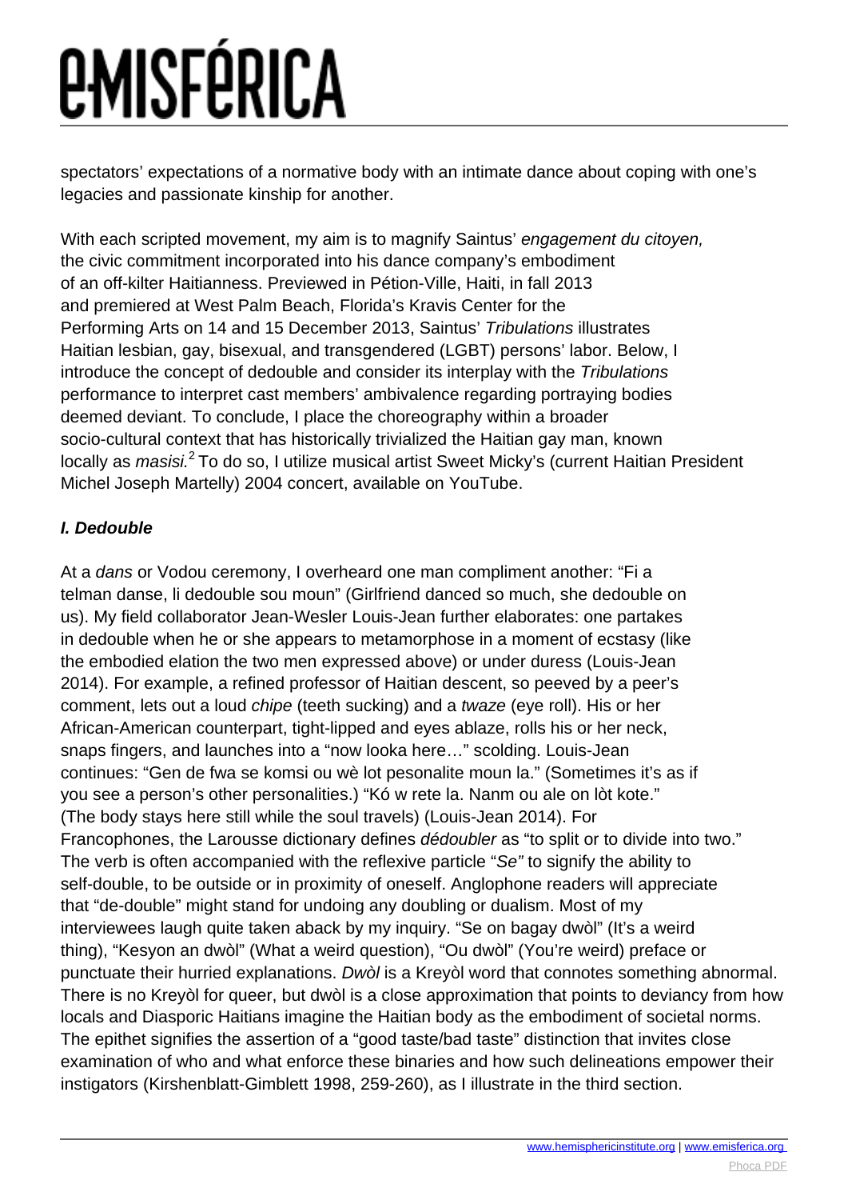spectators' expectations of a normative body with an intimate dance about coping with one's legacies and passionate kinship for another.

With each scripted movement, my aim is to magnify Saintus' *engagement du citoyen,* the civic commitment incorporated into his dance company's embodiment of an off-kilter Haitianness. Previewed in Pétion-Ville, Haiti, in fall 2013 and premiered at West Palm Beach, Florida's Kravis Center for the Performing Arts on 14 and 15 December 2013, Saintus' *Tribulations* illustrates Haitian lesbian, gay, bisexual, and transgendered (LGBT) persons' labor. Below, I introduce the concept of dedouble and consider its interplay with the *Tribulations* performance to interpret cast members' ambivalence regarding portraying bodies deemed deviant. To conclude, I place the choreography within a broader socio-cultural context that has historically trivialized the Haitian gay man, known locally as *masisi.*[2] To do so, I utilize musical artist Sweet Micky's (current Haitian President Michel Joseph Martelly) 2004 concert, available on YouTube.

### ***I. Dedouble***

At a *dans* or Vodou ceremony, I overheard one man compliment another: "Fi a telman danse, li dedouble sou moun" (Girlfriend danced so much, she dedouble on us). My field collaborator Jean-Wesler Louis-Jean further elaborates: one partakes in dedouble when he or she appears to metamorphose in a moment of ecstasy (like the embodied elation the two men expressed above) or under duress (Louis-Jean 2014). For example, a refined professor of Haitian descent, so peeved by a peer's comment, lets out a loud *chipe* (teeth sucking) and a *twaze* (eye roll). His or her African-American counterpart, tight-lipped and eyes ablaze, rolls his or her neck, snaps fingers, and launches into a "now looka here…" scolding. Louis-Jean continues: "Gen de fwa se komsi ou wè lot pesonalite moun la." (Sometimes it's as if you see a person's other personalities.) "Kó w rete la. Nanm ou ale on lòt kote." (The body stays here still while the soul travels) (Louis-Jean 2014). For Francophones, the Larousse dictionary defines *dédoubler* as "to split or to divide into two." The verb is often accompanied with the reflexive particle "*Se"* to signify the ability to self-double, to be outside or in proximity of oneself. Anglophone readers will appreciate that "de-double" might stand for undoing any doubling or dualism. Most of my interviewees laugh quite taken aback by my inquiry. "Se on bagay dwòl" (It's a weird thing), "Kesyon an dwòl" (What a weird question), "Ou dwòl" (You're weird) preface or punctuate their hurried explanations. *Dwòl* is a Kreyòl word that connotes something abnormal. There is no Kreyòl for queer, but dwòl is a close approximation that points to deviancy from how locals and Diasporic Haitians imagine the Haitian body as the embodiment of societal norms. The epithet signifies the assertion of a "good taste/bad taste" distinction that invites close examination of who and what enforce these binaries and how such delineations empower their instigators (Kirshenblatt-Gimblett 1998, 259-260), as I illustrate in the third section.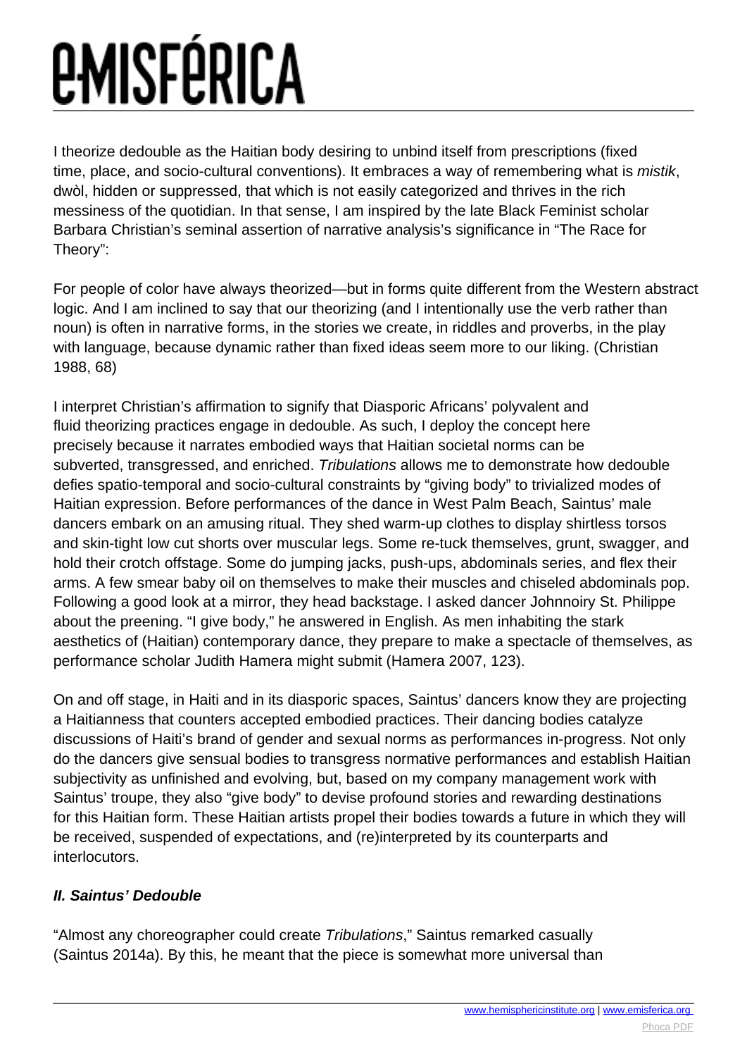I theorize dedouble as the Haitian body desiring to unbind itself from prescriptions (fixed time, place, and socio-cultural conventions). It embraces a way of remembering what is *mistik*, dwòl, hidden or suppressed, that which is not easily categorized and thrives in the rich messiness of the quotidian. In that sense, I am inspired by the late Black Feminist scholar Barbara Christian's seminal assertion of narrative analysis's significance in "The Race for Theory":

For people of color have always theorized—but in forms quite different from the Western abstract logic. And I am inclined to say that our theorizing (and I intentionally use the verb rather than noun) is often in narrative forms, in the stories we create, in riddles and proverbs, in the play with language, because dynamic rather than fixed ideas seem more to our liking. (Christian 1988, 68)

I interpret Christian's affirmation to signify that Diasporic Africans' polyvalent and fluid theorizing practices engage in dedouble. As such, I deploy the concept here precisely because it narrates embodied ways that Haitian societal norms can be subverted, transgressed, and enriched. *Tribulations* allows me to demonstrate how dedouble defies spatio-temporal and socio-cultural constraints by "giving body" to trivialized modes of Haitian expression. Before performances of the dance in West Palm Beach, Saintus' male dancers embark on an amusing ritual. They shed warm-up clothes to display shirtless torsos and skin-tight low cut shorts over muscular legs. Some re-tuck themselves, grunt, swagger, and hold their crotch offstage. Some do jumping jacks, push-ups, abdominals series, and flex their arms. A few smear baby oil on themselves to make their muscles and chiseled abdominals pop. Following a good look at a mirror, they head backstage. I asked dancer Johnnoiry St. Philippe about the preening. "I give body," he answered in English. As men inhabiting the stark aesthetics of (Haitian) contemporary dance, they prepare to make a spectacle of themselves, as performance scholar Judith Hamera might submit (Hamera 2007, 123).

On and off stage, in Haiti and in its diasporic spaces, Saintus' dancers know they are projecting a Haitianness that counters accepted embodied practices. Their dancing bodies catalyze discussions of Haiti's brand of gender and sexual norms as performances in-progress. Not only do the dancers give sensual bodies to transgress normative performances and establish Haitian subjectivity as unfinished and evolving, but, based on my company management work with Saintus' troupe, they also "give body" to devise profound stories and rewarding destinations for this Haitian form. These Haitian artists propel their bodies towards a future in which they will be received, suspended of expectations, and (re)interpreted by its counterparts and interlocutors.

### ***II. Saintus' Dedouble***

"Almost any choreographer could create *Tribulations*," Saintus remarked casually (Saintus 2014a). By this, he meant that the piece is somewhat more universal than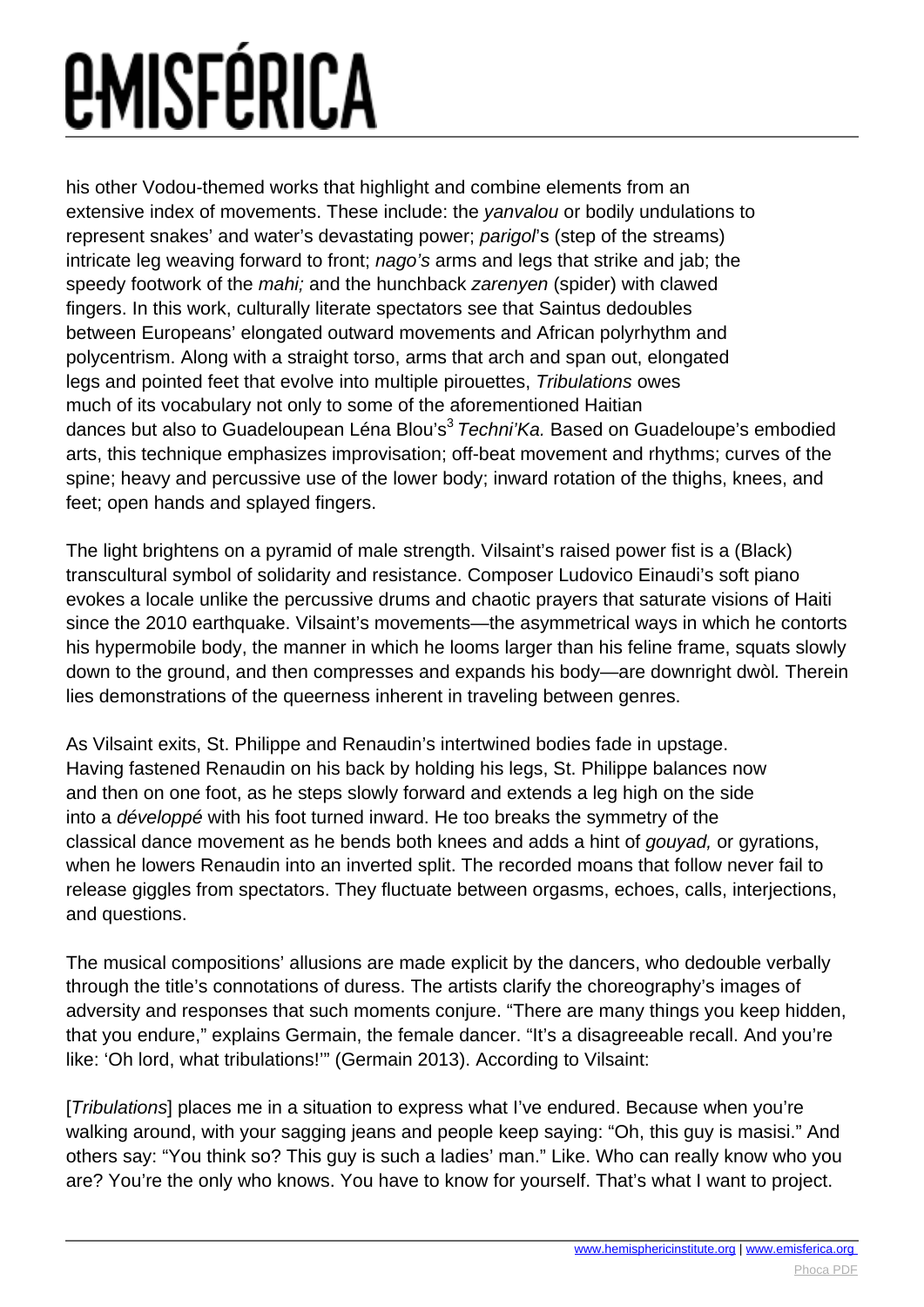his other Vodou-themed works that highlight and combine elements from an extensive index of movements. These include: the *yanvalou* or bodily undulations to represent snakes' and water's devastating power; *parigol*'s (step of the streams) intricate leg weaving forward to front; *nago's* arms and legs that strike and jab; the speedy footwork of the *mahi;* and the hunchback *zarenyen* (spider) with clawed fingers. In this work, culturally literate spectators see that Saintus dedoubles between Europeans' elongated outward movements and African polyrhythm and polycentrism. Along with a straight torso, arms that arch and span out, elongated legs and pointed feet that evolve into multiple pirouettes, *Tribulations* owes much of its vocabulary not only to some of the aforementioned Haitian dances but also to Guadeloupean Léna Blou's[3] *Techni'Ka.* Based on Guadeloupe's embodied arts, this technique emphasizes improvisation; off-beat movement and rhythms; curves of the spine; heavy and percussive use of the lower body; inward rotation of the thighs, knees, and feet; open hands and splayed fingers.

The light brightens on a pyramid of male strength. Vilsaint's raised power fist is a (Black) transcultural symbol of solidarity and resistance. Composer Ludovico Einaudi's soft piano evokes a locale unlike the percussive drums and chaotic prayers that saturate visions of Haiti since the 2010 earthquake. Vilsaint's movements—the asymmetrical ways in which he contorts his hypermobile body, the manner in which he looms larger than his feline frame, squats slowly down to the ground, and then compresses and expands his body—are downright dwòl*.* Therein lies demonstrations of the queerness inherent in traveling between genres.

As Vilsaint exits, St. Philippe and Renaudin's intertwined bodies fade in upstage. Having fastened Renaudin on his back by holding his legs, St. Philippe balances now and then on one foot, as he steps slowly forward and extends a leg high on the side into a *développé* with his foot turned inward. He too breaks the symmetry of the classical dance movement as he bends both knees and adds a hint of *gouyad,* or gyrations, when he lowers Renaudin into an inverted split. The recorded moans that follow never fail to release giggles from spectators. They fluctuate between orgasms, echoes, calls, interjections, and questions.

The musical compositions' allusions are made explicit by the dancers, who dedouble verbally through the title's connotations of duress. The artists clarify the choreography's images of adversity and responses that such moments conjure. "There are many things you keep hidden, that you endure," explains Germain, the female dancer. "It's a disagreeable recall. And you're like: 'Oh lord, what tribulations!'" (Germain 2013). According to Vilsaint:

[*Tribulations*] places me in a situation to express what I've endured. Because when you're walking around, with your sagging jeans and people keep saying: "Oh, this guy is masisi." And others say: "You think so? This guy is such a ladies' man." Like. Who can really know who you are? You're the only who knows. You have to know for yourself. That's what I want to project.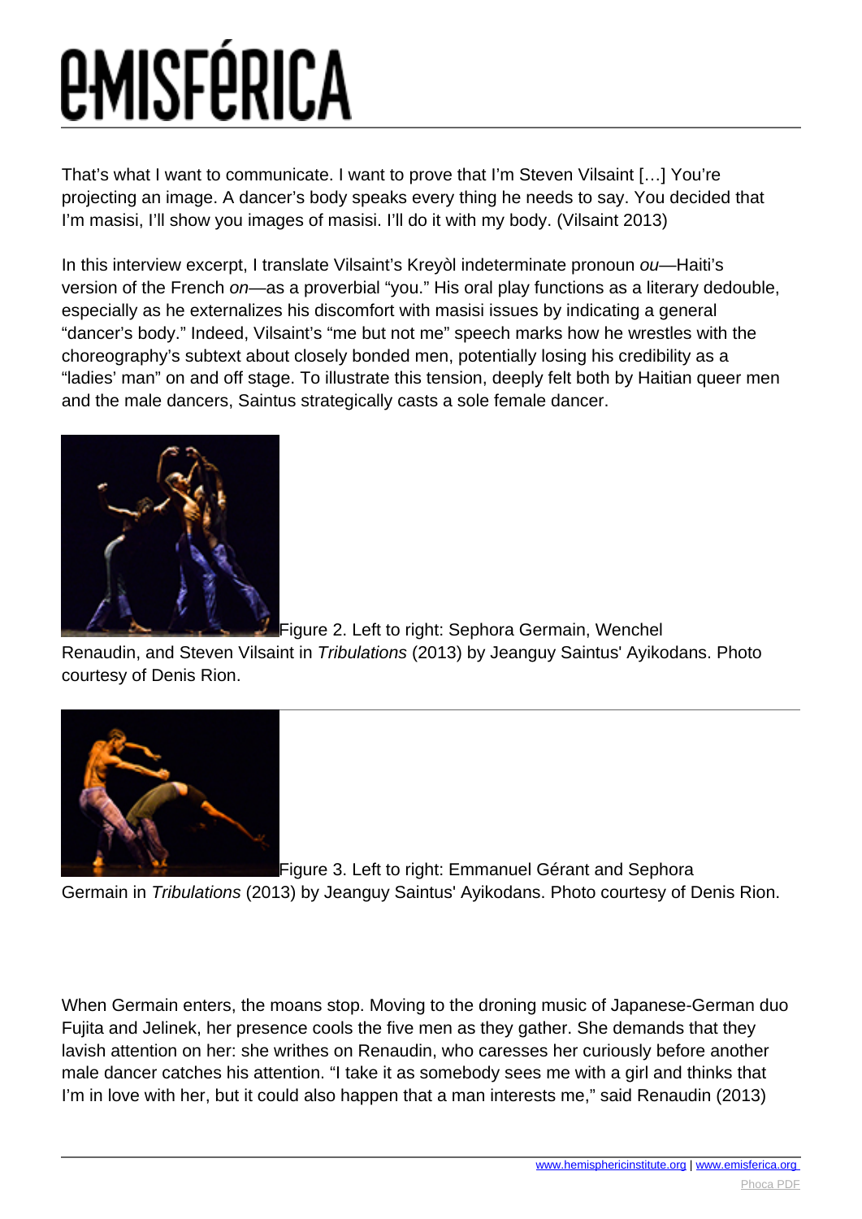That's what I want to communicate. I want to prove that I'm Steven Vilsaint […] You're projecting an image. A dancer's body speaks every thing he needs to say. You decided that I'm masisi, I'll show you images of masisi. I'll do it with my body. (Vilsaint 2013)

In this interview excerpt, I translate Vilsaint's Kreyòl indeterminate pronoun *ou*—Haiti's version of the French *on*—as a proverbial "you." His oral play functions as a literary dedouble, especially as he externalizes his discomfort with masisi issues by indicating a general "dancer's body." Indeed, Vilsaint's "me but not me" speech marks how he wrestles with the choreography's subtext about closely bonded men, potentially losing his credibility as a "ladies' man" on and off stage. To illustrate this tension, deeply felt both by Haitian queer men and the male dancers, Saintus strategically casts a sole female dancer.

Figure 2. Left to right: Sephora Germain, Wenchel Renaudin, and Steven Vilsaint in *Tribulations* (2013) by Jeanguy Saintus' Ayikodans. Photo courtesy of Denis Rion.

Figure 3. Left to right: Emmanuel Gérant and Sephora Germain in *Tribulations* (2013) by Jeanguy Saintus' Ayikodans. Photo courtesy of Denis Rion.

When Germain enters, the moans stop. Moving to the droning music of Japanese-German duo Fujita and Jelinek, her presence cools the five men as they gather. She demands that they lavish attention on her: she writhes on Renaudin, who caresses her curiously before another male dancer catches his attention. "I take it as somebody sees me with a girl and thinks that I'm in love with her, but it could also happen that a man interests me," said Renaudin (2013)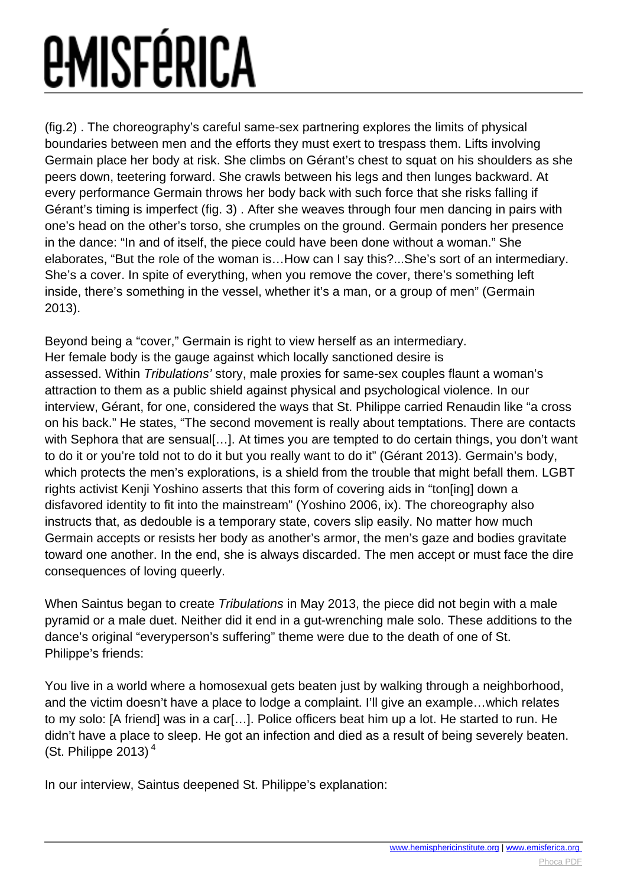(fig.2) . The choreography's careful same-sex partnering explores the limits of physical boundaries between men and the efforts they must exert to trespass them. Lifts involving Germain place her body at risk. She climbs on Gérant's chest to squat on his shoulders as she peers down, teetering forward. She crawls between his legs and then lunges backward. At every performance Germain throws her body back with such force that she risks falling if Gérant's timing is imperfect (fig. 3) . After she weaves through four men dancing in pairs with one's head on the other's torso, she crumples on the ground. Germain ponders her presence in the dance: "In and of itself, the piece could have been done without a woman." She elaborates, "But the role of the woman is…How can I say this?...She's sort of an intermediary. She's a cover. In spite of everything, when you remove the cover, there's something left inside, there's something in the vessel, whether it's a man, or a group of men" (Germain 2013).

Beyond being a "cover," Germain is right to view herself as an intermediary. Her female body is the gauge against which locally sanctioned desire is assessed. Within *Tribulations'* story, male proxies for same-sex couples flaunt a woman's attraction to them as a public shield against physical and psychological violence. In our interview, Gérant, for one, considered the ways that St. Philippe carried Renaudin like "a cross on his back." He states, "The second movement is really about temptations. There are contacts with Sephora that are sensual[…]. At times you are tempted to do certain things, you don't want to do it or you're told not to do it but you really want to do it" (Gérant 2013). Germain's body, which protects the men's explorations, is a shield from the trouble that might befall them. LGBT rights activist Kenji Yoshino asserts that this form of covering aids in "ton[ing] down a disfavored identity to fit into the mainstream" (Yoshino 2006, ix). The choreography also instructs that, as dedouble is a temporary state, covers slip easily. No matter how much Germain accepts or resists her body as another's armor, the men's gaze and bodies gravitate toward one another. In the end, she is always discarded. The men accept or must face the dire consequences of loving queerly.

When Saintus began to create *Tribulations* in May 2013, the piece did not begin with a male pyramid or a male duet. Neither did it end in a gut-wrenching male solo. These additions to the dance's original "everyperson's suffering" theme were due to the death of one of St. Philippe's friends:

You live in a world where a homosexual gets beaten just by walking through a neighborhood, and the victim doesn't have a place to lodge a complaint. I'll give an example…which relates to my solo: [A friend] was in a car[…]. Police officers beat him up a lot. He started to run. He didn't have a place to sleep. He got an infection and died as a result of being severely beaten. (St. Philippe 2013) [4]

In our interview, Saintus deepened St. Philippe's explanation: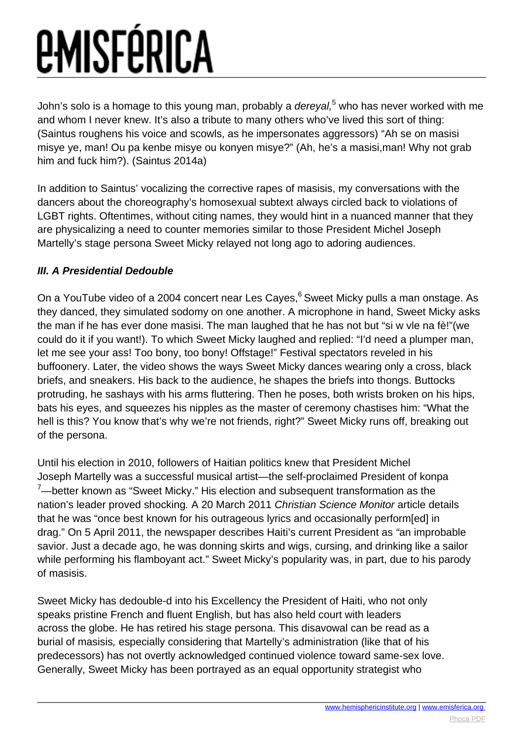John's solo is a homage to this young man, probably a *dereyal,*[5] who has never worked with me and whom I never knew. It's also a tribute to many others who've lived this sort of thing: (Saintus roughens his voice and scowls, as he impersonates aggressors) "Ah se on masisi misye ye, man! Ou pa kenbe misye ou konyen misye?" (Ah, he's a masisi,man! Why not grab him and fuck him?). (Saintus 2014a)

In addition to Saintus' vocalizing the corrective rapes of masisis, my conversations with the dancers about the choreography's homosexual subtext always circled back to violations of LGBT rights. Oftentimes, without citing names, they would hint in a nuanced manner that they are physicalizing a need to counter memories similar to those President Michel Joseph Martelly's stage persona Sweet Micky relayed not long ago to adoring audiences.

### ***III. A Presidential Dedouble***

On a YouTube video of a 2004 concert near Les Cayes,[6] Sweet Micky pulls a man onstage. As they danced, they simulated sodomy on one another. A microphone in hand, Sweet Micky asks the man if he has ever done masisi. The man laughed that he has not but "si w vle na fè!"(we could do it if you want!). To which Sweet Micky laughed and replied: "I'd need a plumper man, let me see your ass! Too bony, too bony! Offstage!" Festival spectators reveled in his buffoonery. Later, the video shows the ways Sweet Micky dances wearing only a cross, black briefs, and sneakers. His back to the audience, he shapes the briefs into thongs. Buttocks protruding, he sashays with his arms fluttering. Then he poses, both wrists broken on his hips, bats his eyes, and squeezes his nipples as the master of ceremony chastises him: "What the hell is this? You know that's why we're not friends, right?" Sweet Micky runs off, breaking out of the persona.

Until his election in 2010, followers of Haitian politics knew that President Michel Joseph Martelly was a successful musical artist—the self-proclaimed President of konpa [7]—better known as "Sweet Micky." His election and subsequent transformation as the nation's leader proved shocking*.* A 20 March 2011 *Christian Science Monitor* article details that he was "once best known for his outrageous lyrics and occasionally perform[ed] in drag." On 5 April 2011, the newspaper describes Haiti's current President as *"*an improbable savior. Just a decade ago, he was donning skirts and wigs, cursing, and drinking like a sailor while performing his flamboyant act." Sweet Micky's popularity was, in part, due to his parody of masisis.

Sweet Micky has dedouble-d into his Excellency the President of Haiti, who not only speaks pristine French and fluent English, but has also held court with leaders across the globe. He has retired his stage persona. This disavowal can be read as a burial of masisis*,* especially considering that Martelly's administration (like that of his predecessors) has not overtly acknowledged continued violence toward same-sex love. Generally, Sweet Micky has been portrayed as an equal opportunity strategist who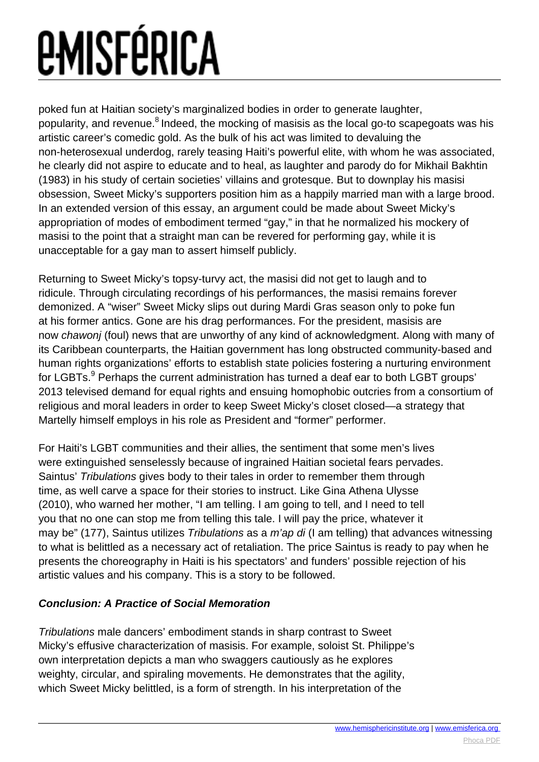poked fun at Haitian society's marginalized bodies in order to generate laughter, popularity, and revenue.[8] Indeed, the mocking of masisis as the local go-to scapegoats was his artistic career's comedic gold. As the bulk of his act was limited to devaluing the non-heterosexual underdog, rarely teasing Haiti's powerful elite, with whom he was associated, he clearly did not aspire to educate and to heal, as laughter and parody do for Mikhail Bakhtin (1983) in his study of certain societies' villains and grotesque. But to downplay his masisi obsession, Sweet Micky's supporters position him as a happily married man with a large brood. In an extended version of this essay, an argument could be made about Sweet Micky's appropriation of modes of embodiment termed "gay," in that he normalized his mockery of masisi to the point that a straight man can be revered for performing gay, while it is unacceptable for a gay man to assert himself publicly.

Returning to Sweet Micky's topsy-turvy act, the masisi did not get to laugh and to ridicule. Through circulating recordings of his performances, the masisi remains forever demonized. A "wiser" Sweet Micky slips out during Mardi Gras season only to poke fun at his former antics. Gone are his drag performances. For the president, masisis are now *chawonj* (foul) news that are unworthy of any kind of acknowledgment. Along with many of its Caribbean counterparts, the Haitian government has long obstructed community-based and human rights organizations' efforts to establish state policies fostering a nurturing environment for LGBTs.[9] Perhaps the current administration has turned a deaf ear to both LGBT groups' 2013 televised demand for equal rights and ensuing homophobic outcries from a consortium of religious and moral leaders in order to keep Sweet Micky's closet closed—a strategy that Martelly himself employs in his role as President and "former" performer.

For Haiti's LGBT communities and their allies, the sentiment that some men's lives were extinguished senselessly because of ingrained Haitian societal fears pervades. Saintus' *Tribulations* gives body to their tales in order to remember them through time, as well carve a space for their stories to instruct. Like Gina Athena Ulysse (2010), who warned her mother, "I am telling. I am going to tell, and I need to tell you that no one can stop me from telling this tale. I will pay the price, whatever it may be" (177), Saintus utilizes *Tribulations* as a *m'ap di* (I am telling) that advances witnessing to what is belittled as a necessary act of retaliation. The price Saintus is ready to pay when he presents the choreography in Haiti is his spectators' and funders' possible rejection of his artistic values and his company. This is a story to be followed.

### ***Conclusion: A Practice of Social Memoration***

*Tribulations* male dancers' embodiment stands in sharp contrast to Sweet Micky's effusive characterization of masisis. For example, soloist St. Philippe's own interpretation depicts a man who swaggers cautiously as he explores weighty, circular, and spiraling movements. He demonstrates that the agility, which Sweet Micky belittled, is a form of strength. In his interpretation of the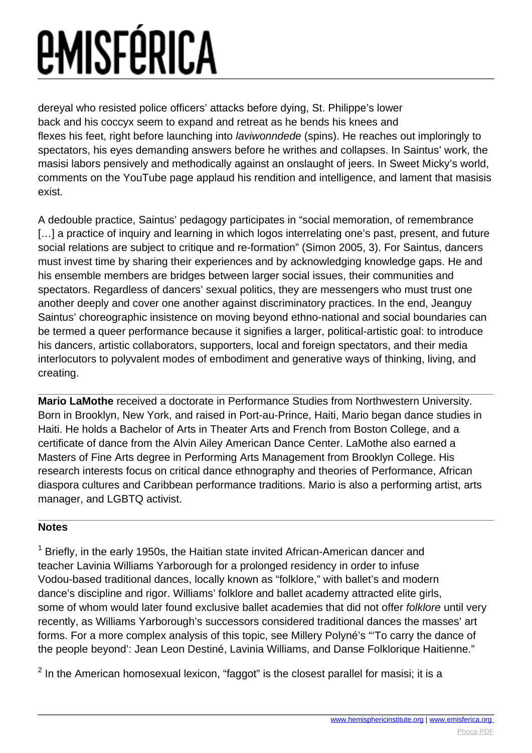dereyal who resisted police officers' attacks before dying, St. Philippe's lower back and his coccyx seem to expand and retreat as he bends his knees and flexes his feet, right before launching into *laviwonndede* (spins). He reaches out imploringly to spectators, his eyes demanding answers before he writhes and collapses. In Saintus' work, the masisi labors pensively and methodically against an onslaught of jeers. In Sweet Micky's world, comments on the YouTube page applaud his rendition and intelligence, and lament that masisis exist.

A dedouble practice, Saintus' pedagogy participates in "social memoration, of remembrance […] a practice of inquiry and learning in which logos interrelating one's past, present, and future social relations are subject to critique and re-formation" (Simon 2005, 3). For Saintus, dancers must invest time by sharing their experiences and by acknowledging knowledge gaps. He and his ensemble members are bridges between larger social issues, their communities and spectators. Regardless of dancers' sexual politics, they are messengers who must trust one another deeply and cover one another against discriminatory practices. In the end, Jeanguy Saintus' choreographic insistence on moving beyond ethno-national and social boundaries can be termed a queer performance because it signifies a larger, political-artistic goal: to introduce his dancers, artistic collaborators, supporters, local and foreign spectators, and their media interlocutors to polyvalent modes of embodiment and generative ways of thinking, living, and creating.

---

**Mario LaMothe** received a doctorate in Performance Studies from Northwestern University. Born in Brooklyn, New York, and raised in Port-au-Prince, Haiti, Mario began dance studies in Haiti. He holds a Bachelor of Arts in Theater Arts and French from Boston College, and a certificate of dance from the Alvin Ailey American Dance Center. LaMothe also earned a Masters of Fine Arts degree in Performing Arts Management from Brooklyn College. His research interests focus on critical dance ethnography and theories of Performance, African diaspora cultures and Caribbean performance traditions. Mario is also a performing artist, arts manager, and LGBTQ activist.

---

**Notes**

[1] Briefly, in the early 1950s, the Haitian state invited African-American dancer and teacher Lavinia Williams Yarborough for a prolonged residency in order to infuse Vodou-based traditional dances, locally known as "folklore," with ballet's and modern dance's discipline and rigor. Williams' folklore and ballet academy attracted elite girls, some of whom would later found exclusive ballet academies that did not offer *folklore* until very recently, as Williams Yarborough's successors considered traditional dances the masses' art forms. For a more complex analysis of this topic, see Millery Polyné's "'To carry the dance of the people beyond': Jean Leon Destiné, Lavinia Williams, and Danse Folklorique Haitienne."

[2] In the American homosexual lexicon, "faggot" is the closest parallel for masisi; it is a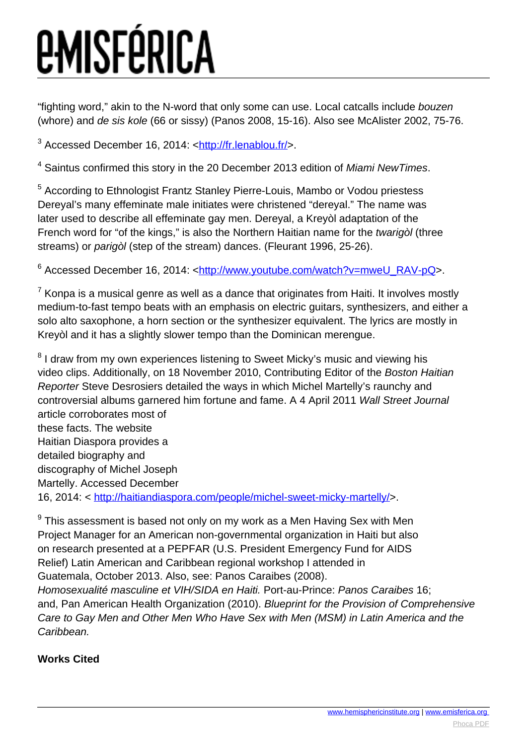"fighting word," akin to the N-word that only some can use. Local catcalls include *bouzen* (whore) and *de sis kole* (66 or sissy) (Panos 2008, 15-16). Also see McAlister 2002, 75-76.

[3] Accessed December 16, 2014: <http://fr.lenablou.fr/>.

[4] Saintus confirmed this story in the 20 December 2013 edition of *Miami NewTimes*.

[5] According to Ethnologist Frantz Stanley Pierre-Louis, Mambo or Vodou priestess Dereyal's many effeminate male initiates were christened "dereyal." The name was later used to describe all effeminate gay men. Dereyal, a Kreyòl adaptation of the French word for "of the kings," is also the Northern Haitian name for the *twarigòl* (three streams) or *parigòl* (step of the stream) dances. (Fleurant 1996, 25-26).

[6] Accessed December 16, 2014: <http://www.youtube.com/watch?v=mweU_RAV-pQ>.

[7] Konpa is a musical genre as well as a dance that originates from Haiti. It involves mostly medium-to-fast tempo beats with an emphasis on electric guitars, synthesizers, and either a solo alto saxophone, a horn section or the synthesizer equivalent. The lyrics are mostly in Kreyòl and it has a slightly slower tempo than the Dominican merengue.

[8] I draw from my own experiences listening to Sweet Micky's music and viewing his video clips. Additionally, on 18 November 2010, Contributing Editor of the *Boston Haitian Reporter* Steve Desrosiers detailed the ways in which Michel Martelly's raunchy and controversial albums garnered him fortune and fame. A 4 April 2011 *Wall Street Journal* article corroborates most of these facts. The website Haitian Diaspora provides a detailed biography and discography of Michel Joseph Martelly. Accessed December 16, 2014: < http://haitiandiaspora.com/people/michel-sweet-micky-martelly/>.

[9] This assessment is based not only on my work as a Men Having Sex with Men Project Manager for an American non-governmental organization in Haiti but also on research presented at a PEPFAR (U.S. President Emergency Fund for AIDS Relief) Latin American and Caribbean regional workshop I attended in Guatemala, October 2013. Also, see: Panos Caraibes (2008). *Homosexualité masculine et VIH/SIDA en Haiti.* Port-au-Prince: *Panos Caraibes* 16; and, Pan American Health Organization (2010). *Blueprint for the Provision of Comprehensive Care to Gay Men and Other Men Who Have Sex with Men (MSM) in Latin America and the Caribbean.*

**Works Cited**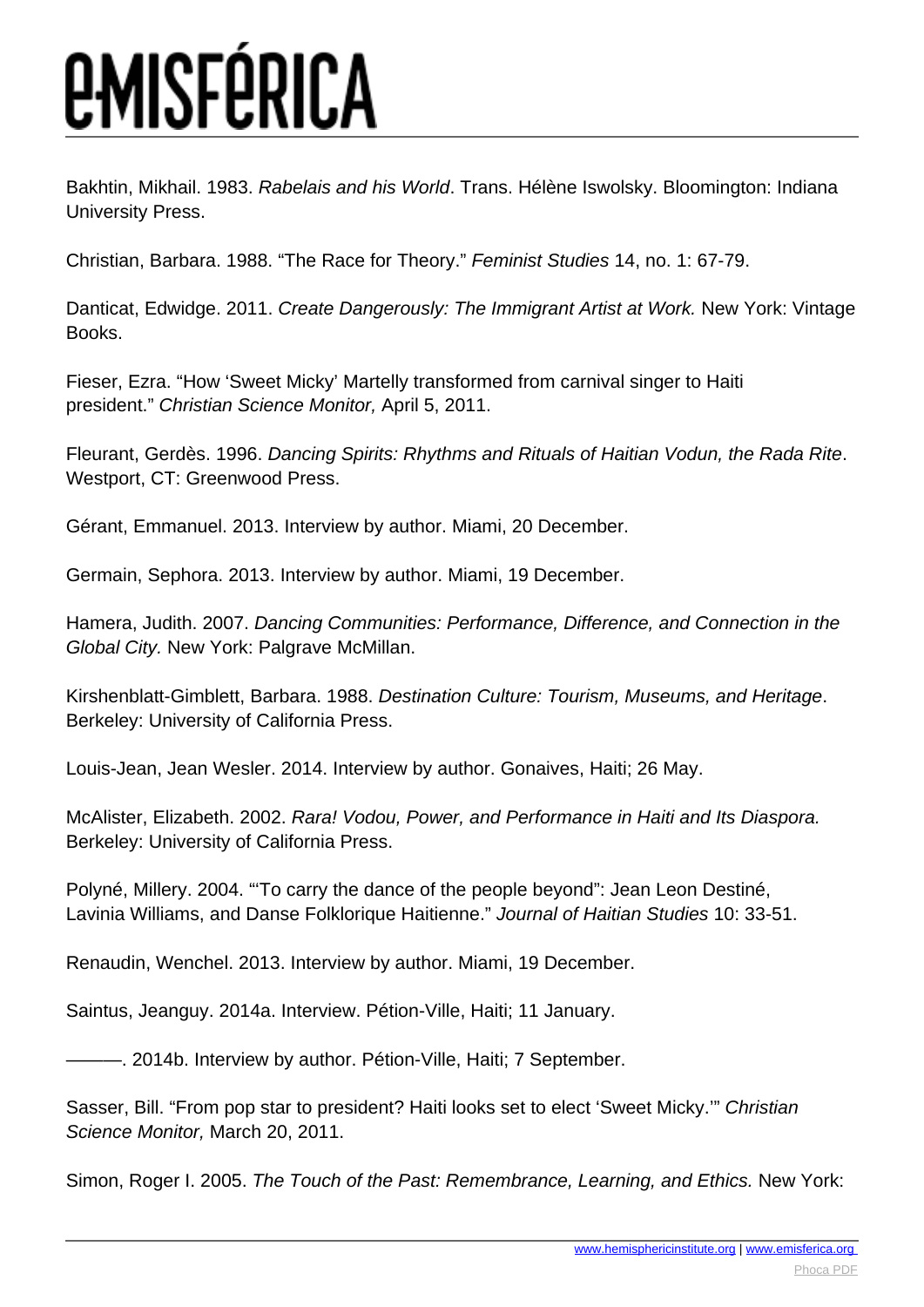Bakhtin, Mikhail. 1983. *Rabelais and his World*. Trans. Hélène Iswolsky. Bloomington: Indiana University Press.

Christian, Barbara. 1988. "The Race for Theory." *Feminist Studies* 14, no. 1: 67-79.

Danticat, Edwidge. 2011. *Create Dangerously: The Immigrant Artist at Work.* New York: Vintage Books.

Fieser, Ezra. "How 'Sweet Micky' Martelly transformed from carnival singer to Haiti president." *Christian Science Monitor,* April 5, 2011.

Fleurant, Gerdès. 1996. *Dancing Spirits: Rhythms and Rituals of Haitian Vodun, the Rada Rite*. Westport, CT: Greenwood Press.

Gérant, Emmanuel. 2013. Interview by author. Miami, 20 December.

Germain, Sephora. 2013. Interview by author. Miami, 19 December.

Hamera, Judith. 2007. *Dancing Communities: Performance, Difference, and Connection in the Global City.* New York: Palgrave McMillan.

Kirshenblatt-Gimblett, Barbara. 1988. *Destination Culture: Tourism, Museums, and Heritage*. Berkeley: University of California Press.

Louis-Jean, Jean Wesler. 2014. Interview by author. Gonaives, Haiti; 26 May.

McAlister, Elizabeth. 2002. *Rara! Vodou, Power, and Performance in Haiti and Its Diaspora.* Berkeley: University of California Press.

Polyné, Millery. 2004. "'To carry the dance of the people beyond": Jean Leon Destiné, Lavinia Williams, and Danse Folklorique Haitienne." *Journal of Haitian Studies* 10: 33-51.

Renaudin, Wenchel. 2013. Interview by author. Miami, 19 December.

Saintus, Jeanguy. 2014a. Interview. Pétion-Ville, Haiti; 11 January.

———. 2014b. Interview by author. Pétion-Ville, Haiti; 7 September.

Sasser, Bill. "From pop star to president? Haiti looks set to elect 'Sweet Micky.'" *Christian Science Monitor,* March 20, 2011.

Simon, Roger I. 2005. *The Touch of the Past: Remembrance, Learning, and Ethics.* New York: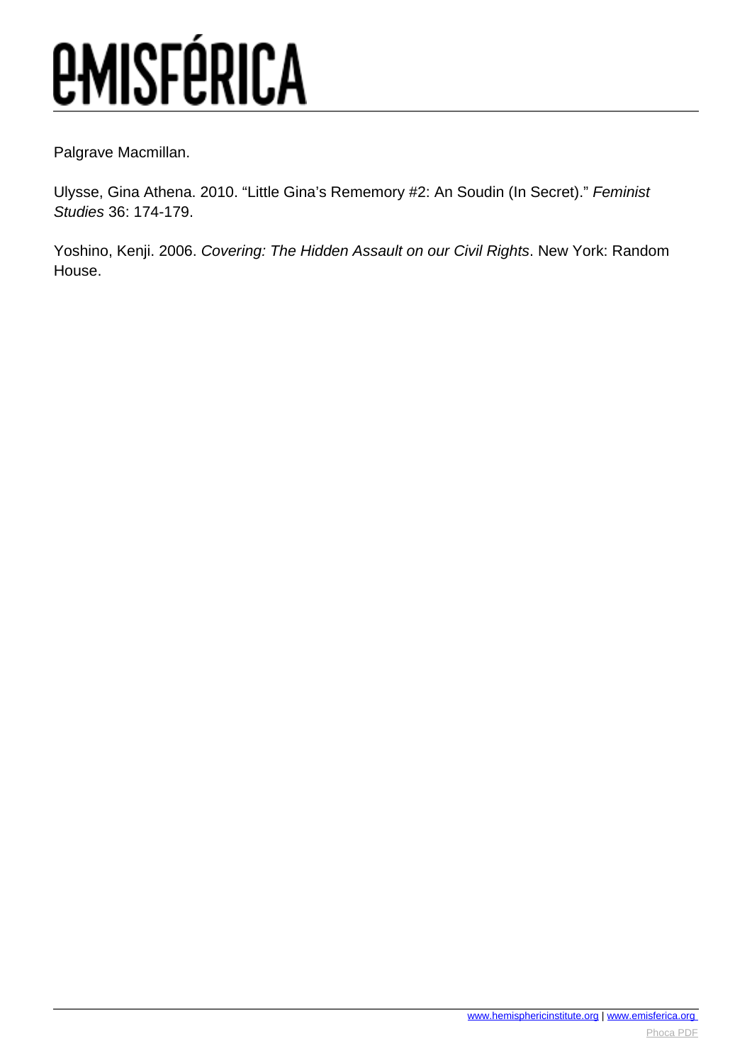Palgrave Macmillan.

Ulysse, Gina Athena. 2010. “Little Gina’s Rememory #2: An Soudin (In Secret).” *Feminist Studies* 36: 174-179.

Yoshino, Kenji. 2006. *Covering: The Hidden Assault on our Civil Rights*. New York: Random House.